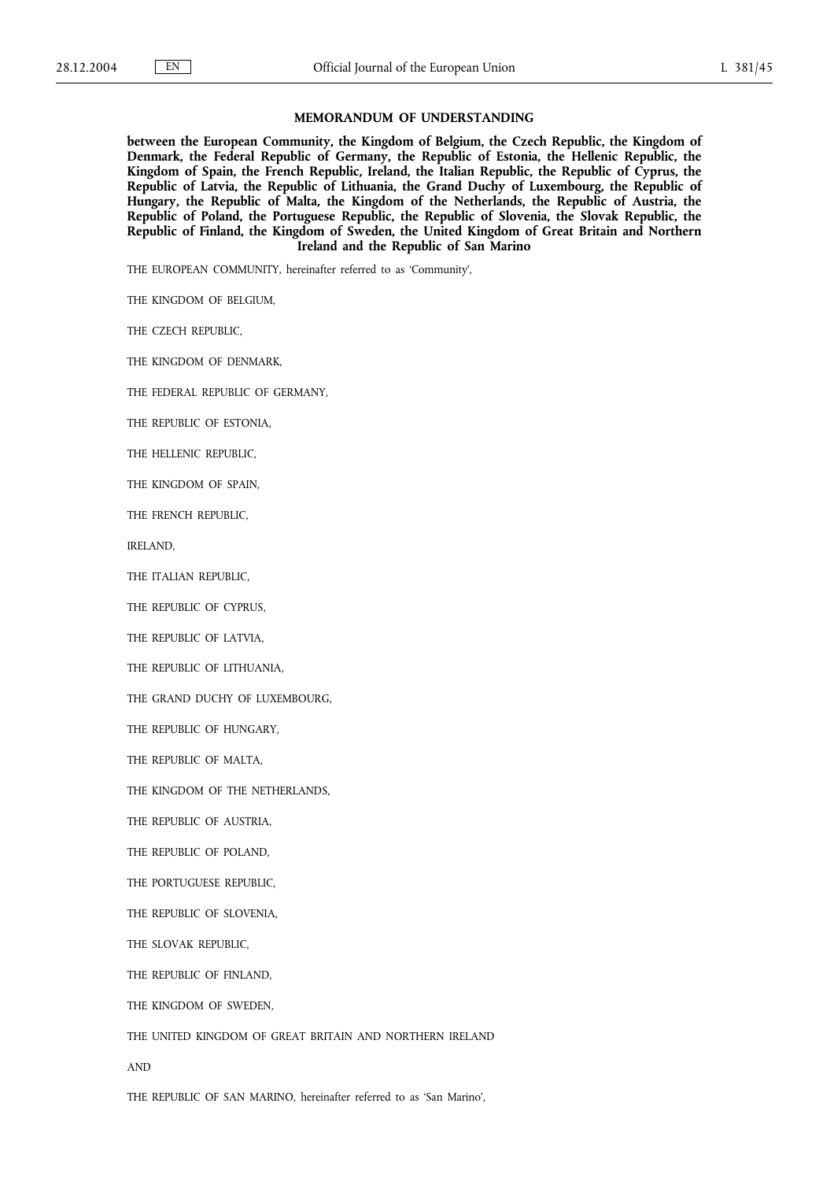## MEMORANDUM OF UNDERSTANDING

**between the European Community, the Kingdom of Belgium, the Czech Republic, the Kingdom of Denmark, the Federal Republic of Germany, the Republic of Estonia, the Hellenic Republic, the Kingdom of Spain, the French Republic, Ireland, the Italian Republic, the Republic of Cyprus, the Republic of Latvia, the Republic of Lithuania, the Grand Duchy of Luxembourg, the Republic of Hungary, the Republic of Malta, the Kingdom of the Netherlands, the Republic of Austria, the Republic of Poland, the Portuguese Republic, the Republic of Slovenia, the Slovak Republic, the Republic of Finland, the Kingdom of Sweden, the United Kingdom of Great Britain and Northern Ireland and the Republic of San Marino**

THE EUROPEAN COMMUNITY, hereinafter referred to as 'Community',

THE KINGDOM OF BELGIUM,

THE CZECH REPUBLIC,

THE KINGDOM OF DENMARK,

THE FEDERAL REPUBLIC OF GERMANY,

THE REPUBLIC OF ESTONIA,

THE HELLENIC REPUBLIC,

THE KINGDOM OF SPAIN,

THE FRENCH REPUBLIC,

IRELAND,

THE ITALIAN REPUBLIC,

THE REPUBLIC OF CYPRUS,

THE REPUBLIC OF LATVIA,

THE REPUBLIC OF LITHUANIA,

THE GRAND DUCHY OF LUXEMBOURG,

THE REPUBLIC OF HUNGARY,

THE REPUBLIC OF MALTA,

THE KINGDOM OF THE NETHERLANDS,

THE REPUBLIC OF AUSTRIA,

THE REPUBLIC OF POLAND,

THE PORTUGUESE REPUBLIC,

THE REPUBLIC OF SLOVENIA,

THE SLOVAK REPUBLIC,

THE REPUBLIC OF FINLAND,

THE KINGDOM OF SWEDEN,

THE UNITED KINGDOM OF GREAT BRITAIN AND NORTHERN IRELAND

AND

THE REPUBLIC OF SAN MARINO, hereinafter referred to as 'San Marino',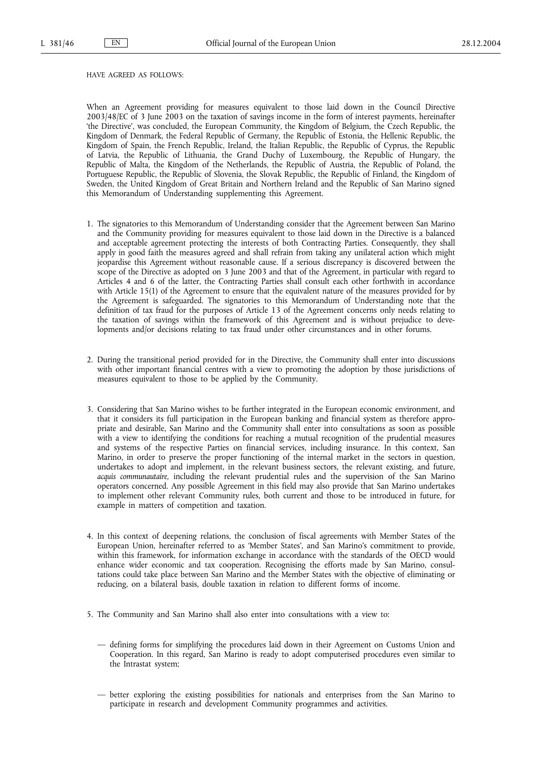HAVE AGREED AS FOLLOWS:

When an Agreement providing for measures equivalent to those laid down in the Council Directive 2003/48/EC of 3 June 2003 on the taxation of savings income in the form of interest payments, hereinafter 'the Directive', was concluded, the European Community, the Kingdom of Belgium, the Czech Republic, the Kingdom of Denmark, the Federal Republic of Germany, the Republic of Estonia, the Hellenic Republic, the Kingdom of Spain, the French Republic, Ireland, the Italian Republic, the Republic of Cyprus, the Republic of Latvia, the Republic of Lithuania, the Grand Duchy of Luxembourg, the Republic of Hungary, the Republic of Malta, the Kingdom of the Netherlands, the Republic of Austria, the Republic of Poland, the Portuguese Republic, the Republic of Slovenia, the Slovak Republic, the Republic of Finland, the Kingdom of Sweden, the United Kingdom of Great Britain and Northern Ireland and the Republic of San Marino signed this Memorandum of Understanding supplementing this Agreement.

1. The signatories to this Memorandum of Understanding consider that the Agreement between San Marino and the Community providing for measures equivalent to those laid down in the Directive is a balanced and acceptable agreement protecting the interests of both Contracting Parties. Consequently, they shall apply in good faith the measures agreed and shall refrain from taking any unilateral action which might jeopardise this Agreement without reasonable cause. If a serious discrepancy is discovered between the scope of the Directive as adopted on 3 June 2003 and that of the Agreement, in particular with regard to Articles 4 and 6 of the latter, the Contracting Parties shall consult each other forthwith in accordance with Article 15(1) of the Agreement to ensure that the equivalent nature of the measures provided for by the Agreement is safeguarded. The signatories to this Memorandum of Understanding note that the definition of tax fraud for the purposes of Article 13 of the Agreement concerns only needs relating to the taxation of savings within the framework of this Agreement and is without prejudice to developments and/or decisions relating to tax fraud under other circumstances and in other forums.

2. During the transitional period provided for in the Directive, the Community shall enter into discussions with other important financial centres with a view to promoting the adoption by those jurisdictions of measures equivalent to those to be applied by the Community.

3. Considering that San Marino wishes to be further integrated in the European economic environment, and that it considers its full participation in the European banking and financial system as therefore appropriate and desirable, San Marino and the Community shall enter into consultations as soon as possible with a view to identifying the conditions for reaching a mutual recognition of the prudential measures and systems of the respective Parties on financial services, including insurance. In this context, San Marino, in order to preserve the proper functioning of the internal market in the sectors in question, undertakes to adopt and implement, in the relevant business sectors, the relevant existing, and future, *acquis communautaire,* including the relevant prudential rules and the supervision of the San Marino operators concerned. Any possible Agreement in this field may also provide that San Marino undertakes to implement other relevant Community rules, both current and those to be introduced in future, for example in matters of competition and taxation.

4. In this context of deepening relations, the conclusion of fiscal agreements with Member States of the European Union, hereinafter referred to as 'Member States', and San Marino's commitment to provide, within this framework, for information exchange in accordance with the standards of the OECD would enhance wider economic and tax cooperation. Recognising the efforts made by San Marino, consultations could take place between San Marino and the Member States with the objective of eliminating or reducing, on a bilateral basis, double taxation in relation to different forms of income.

5. The Community and San Marino shall also enter into consultations with a view to:

   — defining forms for simplifying the procedures laid down in their Agreement on Customs Union and Cooperation. In this regard, San Marino is ready to adopt computerised procedures even similar to the Intrastat system;

   — better exploring the existing possibilities for nationals and enterprises from the San Marino to participate in research and development Community programmes and activities.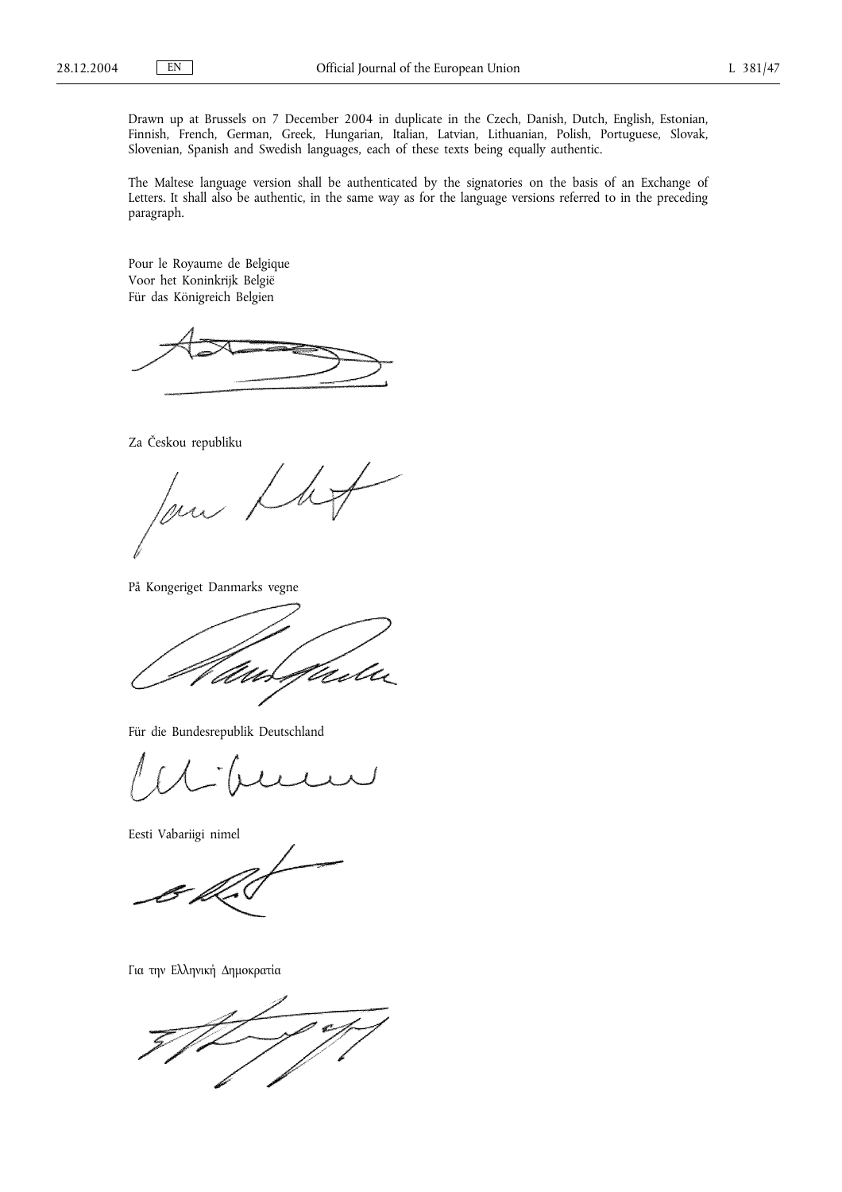Drawn up at Brussels on 7 December 2004 in duplicate in the Czech, Danish, Dutch, English, Estonian, Finnish, French, German, Greek, Hungarian, Italian, Latvian, Lithuanian, Polish, Portuguese, Slovak, Slovenian, Spanish and Swedish languages, each of these texts being equally authentic.

The Maltese language version shall be authenticated by the signatories on the basis of an Exchange of Letters. It shall also be authentic, in the same way as for the language versions referred to in the preceding paragraph.

Pour le Royaume de Belgique
Voor het Koninkrijk België
Für das Königreich Belgien

Za Českou republiku

På Kongeriget Danmarks vegne

Für die Bundesrepublik Deutschland

Eesti Vabariigi nimel

Για την Ελληνική Δημοκρατία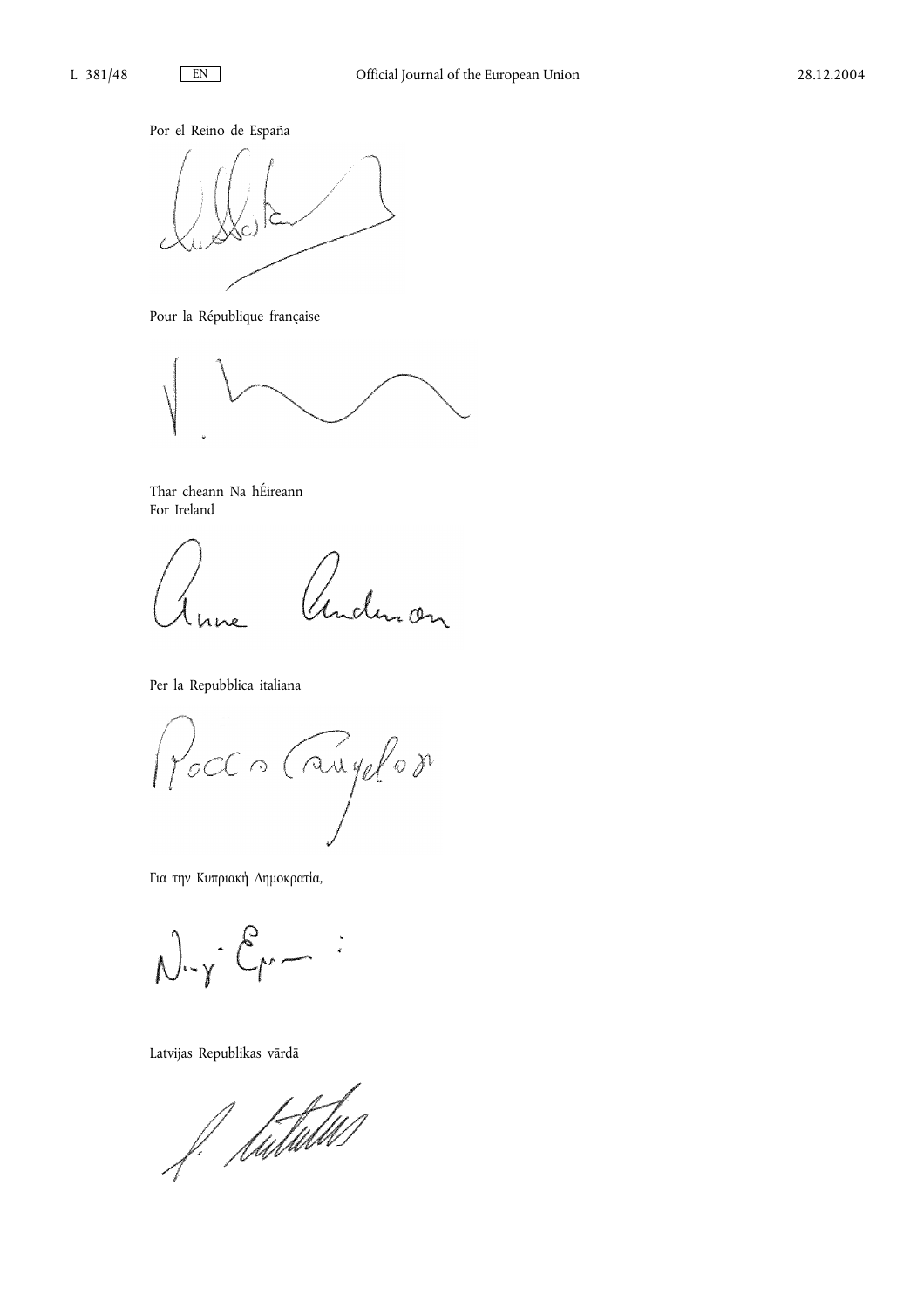Por el Reino de España

Pour la République française

Thar cheann Na hÉireann
For Ireland

Per la Repubblica italiana

Για την Κυπριακή Δημοκρατία,

Latvijas Republikas vārdā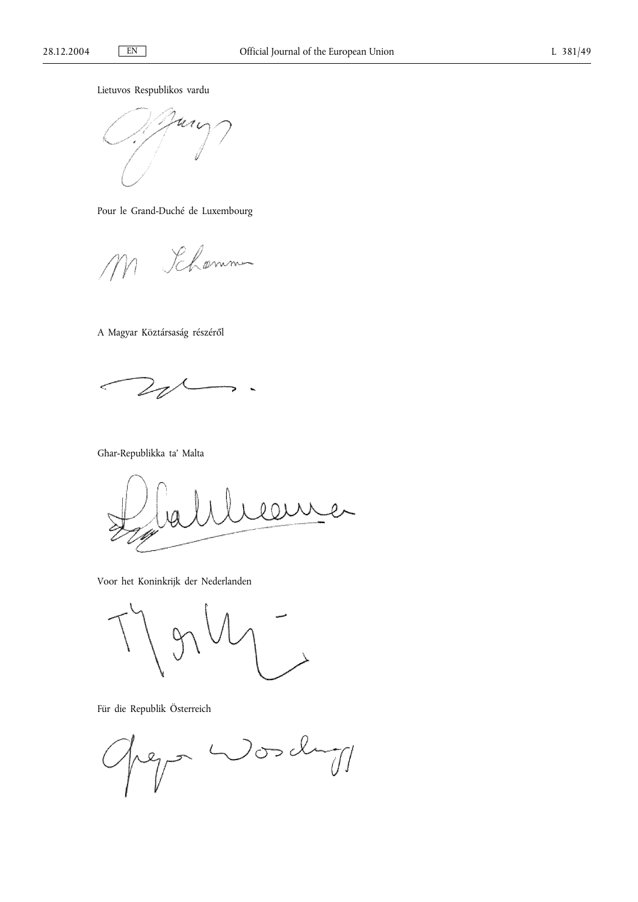Lietuvos Respublikos vardu

Pour le Grand-Duché de Luxembourg

A Magyar Köztársaság részéről

Ghar-Repubblika ta' Malta

Voor het Koninkrijk der Nederlanden

Für die Republik Österreich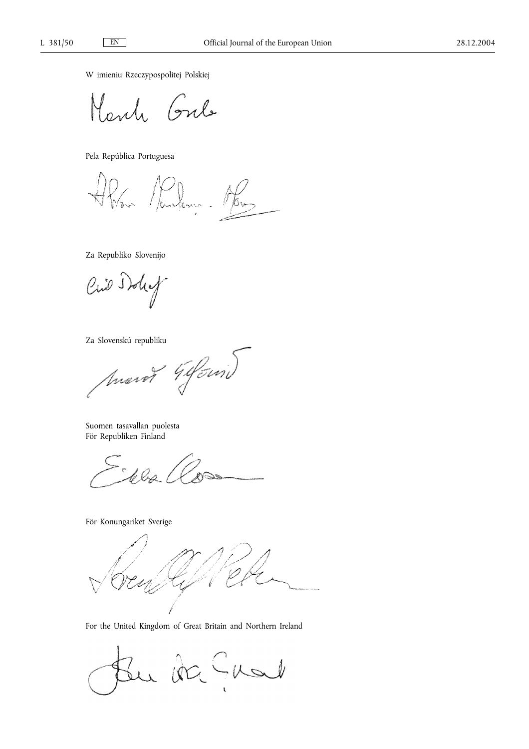W imieniu Rzeczypospolitej Polskiej

Pela República Portuguesa

Za Republiko Slovenijo

Za Slovenskú republiku

Suomen tasavallan puolesta
För Republiken Finland

För Konungariket Sverige

For the United Kingdom of Great Britain and Northern Ireland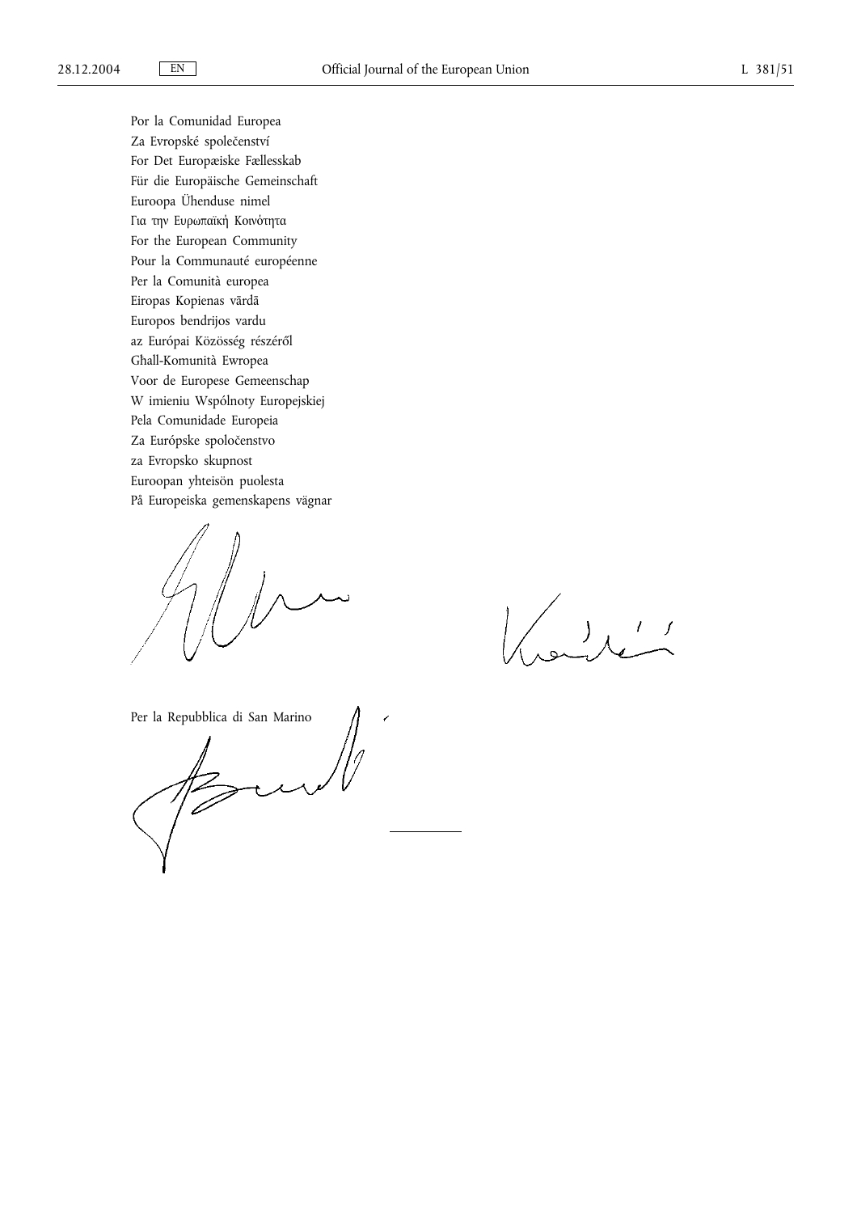Por la Comunidad Europea
Za Evropské společenství
For Det Europæiske Fællesskab
Für die Europäische Gemeinschaft
Euroopa Ühenduse nimel
Για την Ευρωπαϊκή Κοινότητα
For the European Community
Pour la Communauté européenne
Per la Comunità europea
Eiropas Kopienas vārdā
Europos bendrijos vardu
az Európai Közösség részéről
Għall-Komunità Ewropea
Voor de Europese Gemeenschap
W imieniu Wspólnoty Europejskiej
Pela Comunidade Europeia
Za Európske spoločenstvo
za Evropsko skupnost
Euroopan yhteisön puolesta
På Europeiska gemenskapens vägnar

Per la Repubblica di San Marino